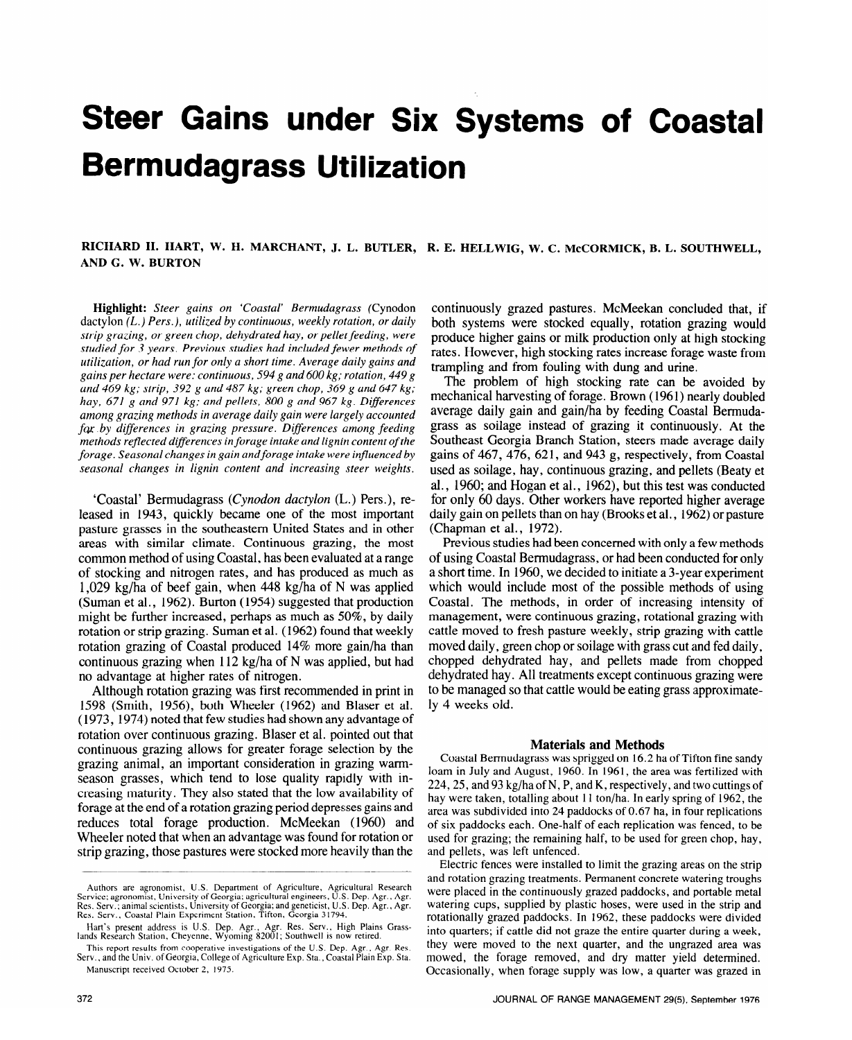# Steer Gains under Six Systems of Coastal Bermudagrass Utilization

RICHARD H. HART, W. H. MARCHANT, J. L. BUTLER, R. E. HELLWIG, W. C. McCORMICK, B. L. SOUTHWELL, AND G. W. BURTON

**Highlight:** *Steer gains on 'Coastal' Bermudagrass (*Cynodon dactylon *(L.) Pers.), utilized by continuous, weekly rotation, or daily strip grazing, or green chop, dehydrated hay, or pellet feeding, were studied for 3 years. Previous studies had included fewer methods of utilization, or had run for only a short time. Average daily gains and gains per hectare were: continuous, 594 g and 600 kg; rotation, 449 g and 469 kg; strip, 392 g and 487 kg; green chop, 369 g and 647 kg; hay, 671 g and 971 kg; and pellets, 800 g and 967 kg. Differences among grazing methods in average daily gain were largely accounted for by differences in grazing pressure. Differences among feeding methods reflected differences in forage intake and lignin content of the forage. Seasonal changes in gain and forage intake were influenced by seasonal changes in lignin content and increasing steer weights.*

'Coastal' Bermudagrass (*Cynodon dactylon* (L.) Pers.), released in 1943, quickly became one of the most important pasture grasses in the southeastern United States and in other areas with similar climate. Continuous grazing, the most common method of using Coastal, has been evaluated at a range of stocking and nitrogen rates, and has produced as much as 1,029 kg/ha of beef gain, when 448 kg/ha of N was applied (Suman et al., 1962). Burton (1954) suggested that production might be further increased, perhaps as much as 50%, by daily rotation or strip grazing. Suman et al. (1962) found that weekly rotation grazing of Coastal produced 14% more gain/ha than continuous grazing when 112 kg/ha of N was applied, but had no advantage at higher rates of nitrogen.

Although rotation grazing was first recommended in print in 1598 (Smith, 1956), both Wheeler (1962) and Blaser et al. (1973, 1974) noted that few studies had shown any advantage of rotation over continuous grazing. Blaser et al. pointed out that continuous grazing allows for greater forage selection by the grazing animal, an important consideration in grazing warm-season grasses, which tend to lose quality rapidly with increasing maturity. They also stated that the low availability of forage at the end of a rotation grazing period depresses gains and reduces total forage production. McMeekan (1960) and Wheeler noted that when an advantage was found for rotation or strip grazing, those pastures were stocked more heavily than the continuously grazed pastures. McMeekan concluded that, if both systems were stocked equally, rotation grazing would produce higher gains or milk production only at high stocking rates. However, high stocking rates increase forage waste from trampling and from fouling with dung and urine.

The problem of high stocking rate can be avoided by mechanical harvesting of forage. Brown (1961) nearly doubled average daily gain and gain/ha by feeding Coastal Bermudagrass as soilage instead of grazing it continuously. At the Southeast Georgia Branch Station, steers made average daily gains of 467, 476, 621, and 943 g, respectively, from Coastal used as soilage, hay, continuous grazing, and pellets (Beaty et al., 1960; and Hogan et al., 1962), but this test was conducted for only 60 days. Other workers have reported higher average daily gain on pellets than on hay (Brooks et al., 1962) or pasture (Chapman et al., 1972).

Previous studies had been concerned with only a few methods of using Coastal Bermudagrass, or had been conducted for only a short time. In 1960, we decided to initiate a 3-year experiment which would include most of the possible methods of using Coastal. The methods, in order of increasing intensity of management, were continuous grazing, rotational grazing with cattle moved to fresh pasture weekly, strip grazing with cattle moved daily, green chop or soilage with grass cut and fed daily, chopped dehydrated hay, and pellets made from chopped dehydrated hay. All treatments except continuous grazing were to be managed so that cattle would be eating grass approximately 4 weeks old.

## Materials and Methods

Coastal Bermudagrass was sprigged on 16.2 ha of Tifton fine sandy loam in July and August, 1960. In 1961, the area was fertilized with 224, 25, and 93 kg/ha of N, P, and K, respectively, and two cuttings of hay were taken, totalling about 11 ton/ha. In early spring of 1962, the area was subdivided into 24 paddocks of 0.67 ha, in four replications of six paddocks each. One-half of each replication was fenced, to be used for grazing; the remaining half, to be used for green chop, hay, and pellets, was left unfenced.

Electric fences were installed to limit the grazing areas on the strip and rotation grazing treatments. Permanent concrete watering troughs were placed in the continuously grazed paddocks, and portable metal watering cups, supplied by plastic hoses, were used in the strip and rotationally grazed paddocks. In 1962, these paddocks were divided into quarters; if cattle did not graze the entire quarter during a week, they were moved to the next quarter, and the ungrazed area was mowed, the forage removed, and dry matter yield determined. Occasionally, when forage supply was low, a quarter was grazed in

Authors are agronomist, U.S. Department of Agriculture, Agricultural Research Service; agronomist, University of Georgia; agricultural engineers, U.S. Dep. Agr., Agr. Res. Serv.; animal scientists, University of Georgia; and geneticist, U.S. Dep. Agr., Agr. Res. Serv., Coastal Plain Experiment Station, Tifton, Georgia 31794.

Hart's present address is U.S. Dep. Agr., Agr. Res. Serv., High Plains Grasslands Research Station, Cheyenne, Wyoming 82001; Southwell is now retired.

This report results from cooperative investigations of the U.S. Dep. Agr., Agr. Res. Serv., and the Univ. of Georgia, College of Agriculture Exp. Sta., Coastal Plain Exp. Sta.

Manuscript received October 2, 1975.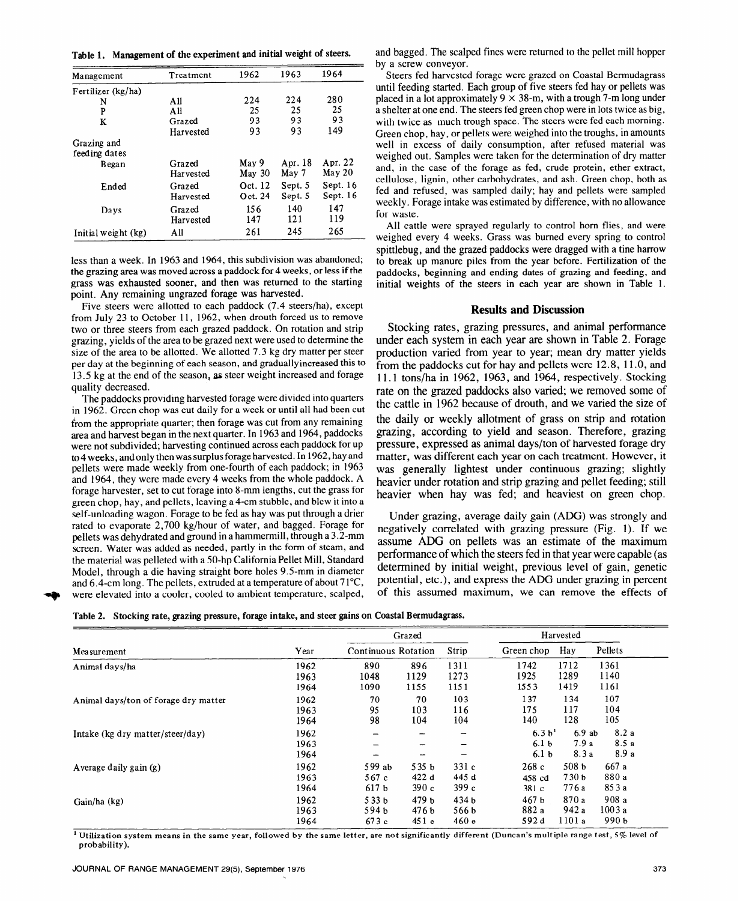**Table 1. Management of the experiment and initial weight of steers.**

| Management | Treatment | 1962 | 1963 | 1964 |
|---|---|---|---|---|
| Fertilizer (kg/ha) | | | | |
| N | All | 224 | 224 | 280 |
| P | All | 25 | 25 | 25 |
| K | Grazed | 93 | 93 | 93 |
| | Harvested | 93 | 93 | 149 |
| Grazing and feeding dates | | | | |
| Began | Grazed | May 9 | Apr. 18 | Apr. 22 |
| | Harvested | May 30 | May 7 | May 20 |
| Ended | Grazed | Oct. 12 | Sept. 5 | Sept. 16 |
| | Harvested | Oct. 24 | Sept. 5 | Sept. 16 |
| Days | Grazed | 156 | 140 | 147 |
| | Harvested | 147 | 121 | 119 |
| Initial weight (kg) | All | 261 | 245 | 265 |

less than a week. In 1963 and 1964, this subdivision was abandoned; the grazing area was moved across a paddock for 4 weeks, or less if the grass was exhausted sooner, and then was returned to the starting point. Any remaining ungrazed forage was harvested.

Five steers were allotted to each paddock (7.4 steers/ha), except from July 23 to October 11, 1962, when drouth forced us to remove two or three steers from each grazed paddock. On rotation and strip grazing, yields of the area to be grazed next were used to determine the size of the area to be allotted. We allotted 7.3 kg dry matter per steer per day at the beginning of each season, and gradually increased this to 13.5 kg at the end of the season, as steer weight increased and forage quality decreased.

The paddocks providing harvested forage were divided into quarters in 1962. Green chop was cut daily for a week or until all had been cut from the appropriate quarter; then forage was cut from any remaining area and harvest began in the next quarter. In 1963 and 1964, paddocks were not subdivided; harvesting continued across each paddock for up to 4 weeks, and only then was surplus forage harvested. In 1962, hay and pellets were made weekly from one-fourth of each paddock; in 1963 and 1964, they were made every 4 weeks from the whole paddock. A forage harvester, set to cut forage into 8-mm lengths, cut the grass for green chop, hay, and pellets, leaving a 4-cm stubble, and blew it into a self-unloading wagon. Forage to be fed as hay was put through a drier rated to evaporate 2,700 kg/hour of water, and bagged. Forage for pellets was dehydrated and ground in a hammermill, through a 3.2-mm screen. Water was added as needed, partly in the form of steam, and the material was pelleted with a 50-hp California Pellet Mill, Standard Model, through a die having straight bore holes 9.5-mm in diameter and 6.4-cm long. The pellets, extruded at a temperature of about 71°C, were elevated into a cooler, cooled to ambient temperature, scalped, and bagged. The scalped fines were returned to the pellet mill hopper by a screw conveyor.

Steers fed harvested forage were grazed on Coastal Bermudagrass until feeding started. Each group of five steers fed hay or pellets was placed in a lot approximately 9 × 38-m, with a trough 7-m long under a shelter at one end. The steers fed green chop were in lots twice as big, with twice as much trough space. The steers were fed each morning. Green chop, hay, or pellets were weighed into the troughs, in amounts well in excess of daily consumption, after refused material was weighed out. Samples were taken for the determination of dry matter and, in the case of the forage as fed, crude protein, ether extract, cellulose, lignin, other carbohydrates, and ash. Green chop, both as fed and refused, was sampled daily; hay and pellets were sampled weekly. Forage intake was estimated by difference, with no allowance for waste.

All cattle were sprayed regularly to control horn flies, and were weighed every 4 weeks. Grass was burned every spring to control spittlebug, and the grazed paddocks were dragged with a tine harrow to break up manure piles from the year before. Fertilization of the paddocks, beginning and ending dates of grazing and feeding, and initial weights of the steers in each year are shown in Table 1.

## Results and Discussion

Stocking rates, grazing pressures, and animal performance under each system in each year are shown in Table 2. Forage production varied from year to year; mean dry matter yields from the paddocks cut for hay and pellets were 12.8, 11.0, and 11.1 tons/ha in 1962, 1963, and 1964, respectively. Stocking rate on the grazed paddocks also varied; we removed some of the cattle in 1962 because of drouth, and we varied the size of the daily or weekly allotment of grass on strip and rotation grazing, according to yield and season. Therefore, grazing pressure, expressed as animal days/ton of harvested forage dry matter, was different each year on each treatment. However, it was generally lightest under continuous grazing; slightly heavier under rotation and strip grazing and pellet feeding; still heavier when hay was fed; and heaviest on green chop.

Under grazing, average daily gain (ADG) was strongly and negatively correlated with grazing pressure (Fig. 1). If we assume ADG on pellets was an estimate of the maximum performance of which the steers fed in that year were capable (as determined by initial weight, previous level of gain, genetic potential, etc.), and express the ADG under grazing in percent of this assumed maximum, we can remove the effects of

**Table 2. Stocking rate, grazing pressure, forage intake, and steer gains on Coastal Bermudagrass.**

| Measurement | Year | Grazed | | | Harvested | | |
|---|---|---|---|---|---|---|---|
| | | Continuous | Rotation | Strip | Green chop | Hay | Pellets |
| Animal days/ha | 1962 | 890 | 896 | 1311 | 1742 | 1712 | 1361 |
| | 1963 | 1048 | 1129 | 1273 | 1925 | 1289 | 1140 |
| | 1964 | 1090 | 1155 | 1151 | 1553 | 1419 | 1161 |
| Animal days/ton of forage dry matter | 1962 | 70 | 70 | 103 | 137 | 134 | 107 |
| | 1963 | 95 | 103 | 116 | 175 | 117 | 104 |
| | 1964 | 98 | 104 | 104 | 140 | 128 | 105 |
| Intake (kg dry matter/steer/day) | 1962 | – | – | – | 6.3 b[1] | 6.9 ab | 8.2 a |
| | 1963 | – | – | – | 6.1 b | 7.9 a | 8.5 a |
| | 1964 | – | – | – | 6.1 b | 8.3 a | 8.9 a |
| Average daily gain (g) | 1962 | 599 ab | 535 b | 331 c | 268 c | 508 b | 667 a |
| | 1963 | 567 c | 422 d | 445 d | 458 cd | 730 b | 880 a |
| | 1964 | 617 b | 390 c | 399 c | 381 c | 776 a | 853 a |
| Gain/ha (kg) | 1962 | 533 b | 479 b | 434 b | 467 b | 870 a | 908 a |
| | 1963 | 594 b | 476 b | 566 b | 882 a | 942 a | 1003 a |
| | 1964 | 673 c | 451 e | 460 e | 592 d | 1101 a | 990 b |

[1] Utilization system means in the same year, followed by the same letter, are not significantly different (Duncan's multiple range test, 5% level of probability).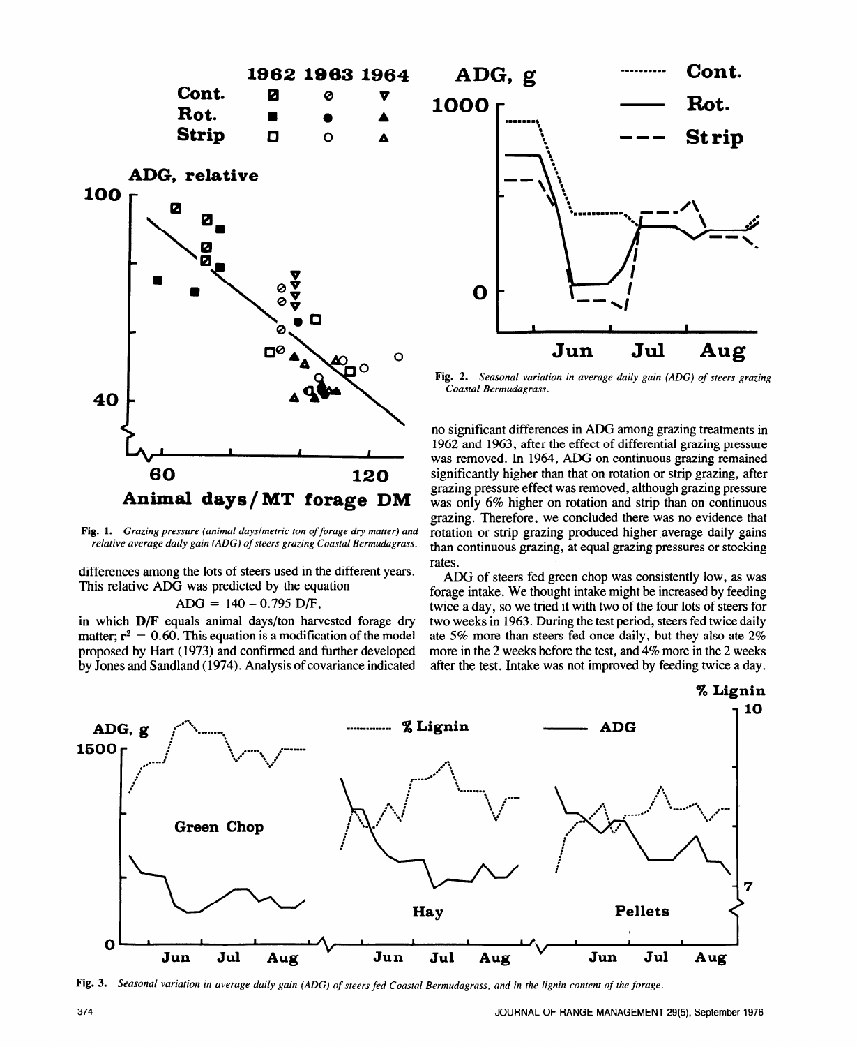Fig. 1. *Grazing pressure (animal days/metric ton of forage dry matter) and relative average daily gain (ADG) of steers grazing Coastal Bermudagrass.*

Fig. 2. *Seasonal variation in average daily gain (ADG) of steers grazing Coastal Bermudagrass.*

differences among the lots of steers used in the different years. This relative ADG was predicted by the equation

$$ADG = 140 - 0.795\ D/F,$$

in which **D/F** equals animal days/ton harvested forage dry matter; $r^2 = 0.60$. This equation is a modification of the model proposed by Hart (1973) and confirmed and further developed by Jones and Sandland (1974). Analysis of covariance indicated no significant differences in ADG among grazing treatments in 1962 and 1963, after the effect of differential grazing pressure was removed. In 1964, ADG on continuous grazing remained significantly higher than that on rotation or strip grazing, after grazing pressure effect was removed, although grazing pressure was only 6% higher on rotation and strip than on continuous grazing. Therefore, we concluded there was no evidence that rotation or strip grazing produced higher average daily gains than continuous grazing, at equal grazing pressures or stocking rates.

ADG of steers fed green chop was consistently low, as was forage intake. We thought intake might be increased by feeding twice a day, so we tried it with two of the four lots of steers for two weeks in 1963. During the test period, steers fed twice daily ate 5% more than steers fed once daily, but they also ate 2% more in the 2 weeks before the test, and 4% more in the 2 weeks after the test. Intake was not improved by feeding twice a day.

Fig. 3. *Seasonal variation in average daily gain (ADG) of steers fed Coastal Bermudagrass, and in the lignin content of the forage.*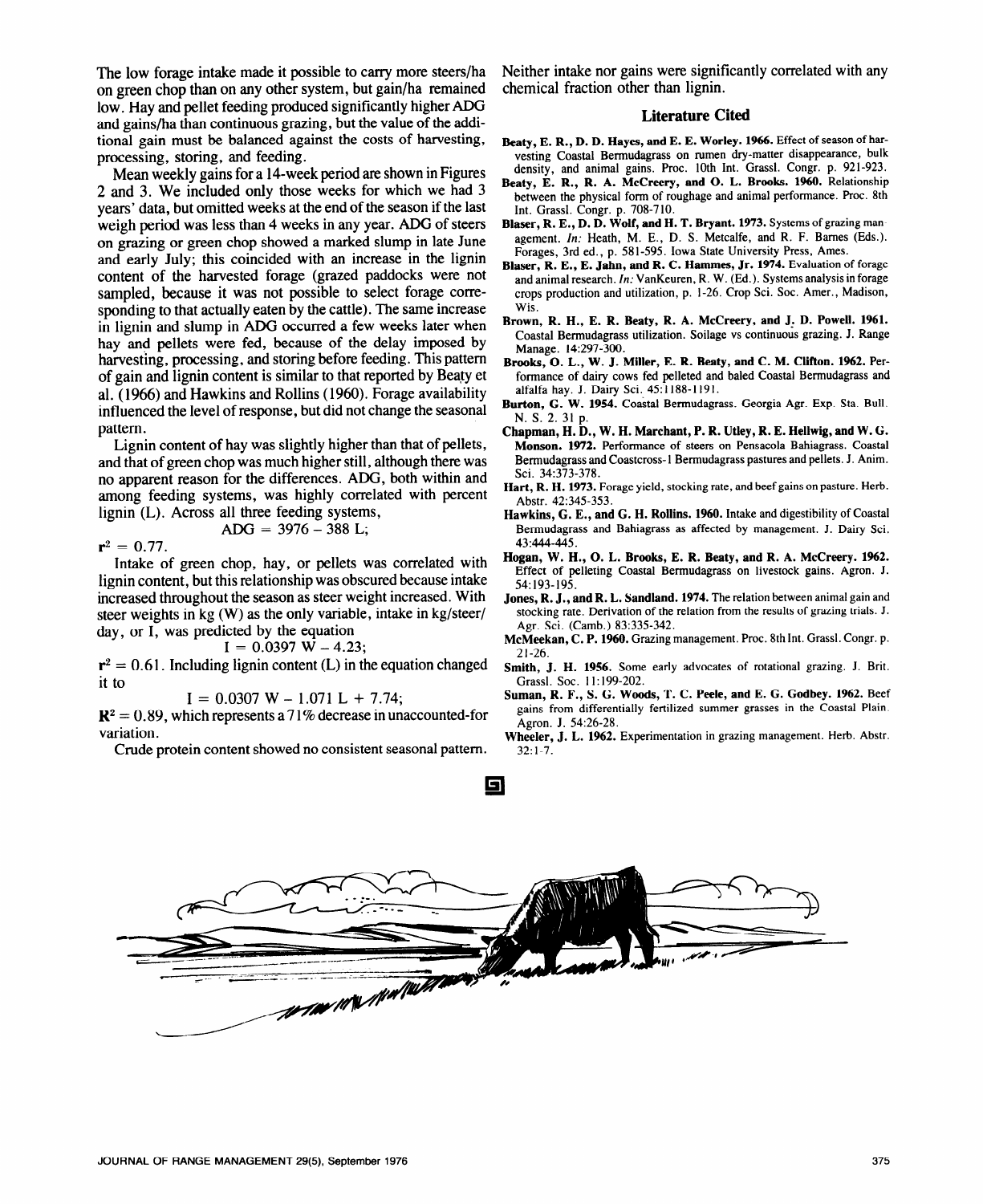The low forage intake made it possible to carry more steers/ha on green chop than on any other system, but gain/ha remained low. Hay and pellet feeding produced significantly higher ADG and gains/ha than continuous grazing, but the value of the additional gain must be balanced against the costs of harvesting, processing, storing, and feeding.

Mean weekly gains for a 14-week period are shown in Figures 2 and 3. We included only those weeks for which we had 3 years' data, but omitted weeks at the end of the season if the last weigh period was less than 4 weeks in any year. ADG of steers on grazing or green chop showed a marked slump in late June and early July; this coincided with an increase in the lignin content of the harvested forage (grazed paddocks were not sampled, because it was not possible to select forage corresponding to that actually eaten by the cattle). The same increase in lignin and slump in ADG occurred a few weeks later when hay and pellets were fed, because of the delay imposed by harvesting, processing, and storing before feeding. This pattern of gain and lignin content is similar to that reported by Beaty et al. (1966) and Hawkins and Rollins (1960). Forage availability influenced the level of response, but did not change the seasonal pattern.

Lignin content of hay was slightly higher than that of pellets, and that of green chop was much higher still, although there was no apparent reason for the differences. ADG, both within and among feeding systems, was highly correlated with percent lignin (L). Across all three feeding systems,

$$\text{ADG} = 3976 - 388\ \text{L};$$

$r^2 = 0.77$.

Intake of green chop, hay, or pellets was correlated with lignin content, but this relationship was obscured because intake increased throughout the season as steer weight increased. With steer weights in kg (W) as the only variable, intake in kg/steer/day, or I, was predicted by the equation

$$\text{I} = 0.0397\ \text{W} - 4.23;$$

$r^2 = 0.61$. Including lignin content (L) in the equation changed it to

$$\text{I} = 0.0307\ \text{W} - 1.071\ \text{L} + 7.74;$$

$R^2 = 0.89$, which represents a 71% decrease in unaccounted-for variation.

Crude protein content showed no consistent seasonal pattern. Neither intake nor gains were significantly correlated with any chemical fraction other than lignin.

## Literature Cited

**Beaty, E. R., D. D. Hayes, and E. E. Worley. 1966.** Effect of season of harvesting Coastal Bermudagrass on rumen dry-matter disappearance, bulk density, and animal gains. Proc. 10th Int. Grassl. Congr. p. 921-923.

**Beaty, E. R., R. A. McCreery, and O. L. Brooks. 1960.** Relationship between the physical form of roughage and animal performance. Proc. 8th Int. Grassl. Congr. p. 708-710.

**Blaser, R. E., D. D. Wolf, and H. T. Bryant. 1973.** Systems of grazing management. *In:* Heath, M. E., D. S. Metcalfe, and R. F. Barnes (Eds.). Forages, 3rd ed., p. 581-595. Iowa State University Press, Ames.

**Blaser, R. E., E. Jahn, and R. C. Hammes, Jr. 1974.** Evaluation of forage and animal research. *In:* VanKeuren, R. W. (Ed.). Systems analysis in forage crops production and utilization, p. 1-26. Crop Sci. Soc. Amer., Madison, Wis.

**Brown, R. H., E. R. Beaty, R. A. McCreery, and J. D. Powell. 1961.** Coastal Bermudagrass utilization. Soilage vs continuous grazing. J. Range Manage. 14:297-300.

**Brooks, O. L., W. J. Miller, E. R. Beaty, and C. M. Clifton. 1962.** Performance of dairy cows fed pelleted and baled Coastal Bermudagrass and alfalfa hay. J. Dairy Sci. 45:1188-1191.

**Burton, G. W. 1954.** Coastal Bermudagrass. Georgia Agr. Exp. Sta. Bull. N. S. 2. 31 p.

**Chapman, H. D., W. H. Marchant, P. R. Utley, R. E. Hellwig, and W. G. Monson. 1972.** Performance of steers on Pensacola Bahiagrass. Coastal Bermudagrass and Coastcross-1 Bermudagrass pastures and pellets. J. Anim. Sci. 34:373-378.

**Hart, R. H. 1973.** Forage yield, stocking rate, and beef gains on pasture. Herb. Abstr. 42:345-353.

**Hawkins, G. E., and G. H. Rollins. 1960.** Intake and digestibility of Coastal Bermudagrass and Bahiagrass as affected by management. J. Dairy Sci. 43:444-445.

**Hogan, W. H., O. L. Brooks, E. R. Beaty, and R. A. McCreery. 1962.** Effect of pelleting Coastal Bermudagrass on livestock gains. Agron. J. 54:193-195.

**Jones, R. J., and R. L. Sandland. 1974.** The relation between animal gain and stocking rate. Derivation of the relation from the results of grazing trials. J. Agr. Sci. (Camb.) 83:335-342.

**McMeekan, C. P. 1960.** Grazing management. Proc. 8th Int. Grassl. Congr. p. 21-26.

**Smith, J. H. 1956.** Some early advocates of rotational grazing. J. Brit. Grassl. Soc. 11:199-202.

**Suman, R. F., S. G. Woods, T. C. Peele, and E. G. Godbey. 1962.** Beef gains from differentially fertilized summer grasses in the Coastal Plain. Agron. J. 54:26-28.

**Wheeler, J. L. 1962.** Experimentation in grazing management. Herb. Abstr. 32:1-7.